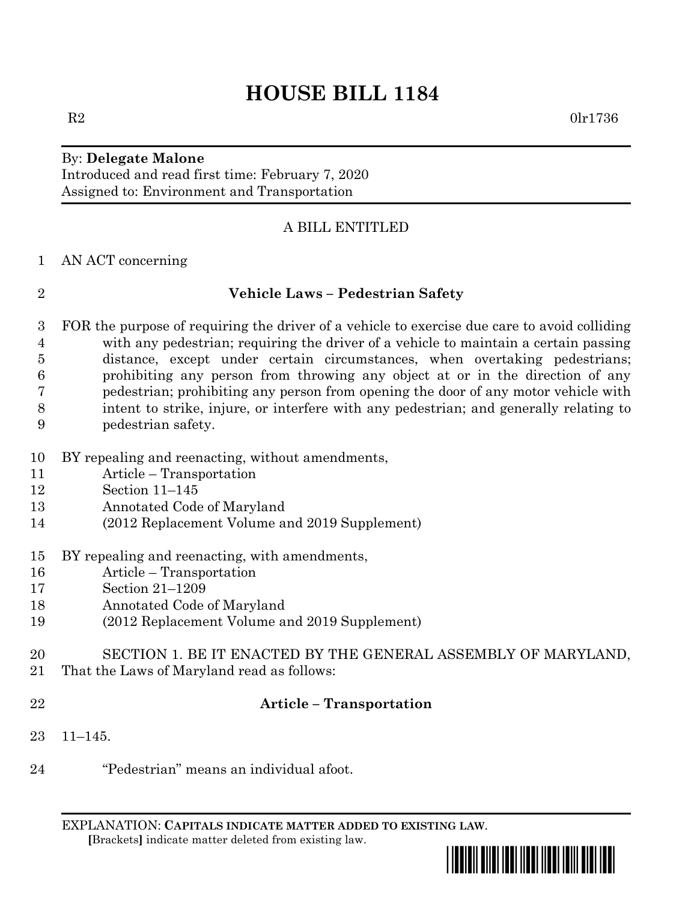# HOUSE BILL 1184

R2 0lr1736

By: **Delegate Malone**
Introduced and read first time: February 7, 2020
Assigned to: Environment and Transportation

A BILL ENTITLED

AN ACT concerning

**Vehicle Laws – Pedestrian Safety**

FOR the purpose of requiring the driver of a vehicle to exercise due care to avoid colliding with any pedestrian; requiring the driver of a vehicle to maintain a certain passing distance, except under certain circumstances, when overtaking pedestrians; prohibiting any person from throwing any object at or in the direction of any pedestrian; prohibiting any person from opening the door of any motor vehicle with intent to strike, injure, or interfere with any pedestrian; and generally relating to pedestrian safety.

BY repealing and reenacting, without amendments,
Article – Transportation
Section 11–145
Annotated Code of Maryland
(2012 Replacement Volume and 2019 Supplement)

BY repealing and reenacting, with amendments,
Article – Transportation
Section 21–1209
Annotated Code of Maryland
(2012 Replacement Volume and 2019 Supplement)

SECTION 1. BE IT ENACTED BY THE GENERAL ASSEMBLY OF MARYLAND, That the Laws of Maryland read as follows:

**Article – Transportation**

11–145.

"Pedestrian" means an individual afoot.

EXPLANATION: **CAPITALS INDICATE MATTER ADDED TO EXISTING LAW**.
**[**Brackets**]** indicate matter deleted from existing law.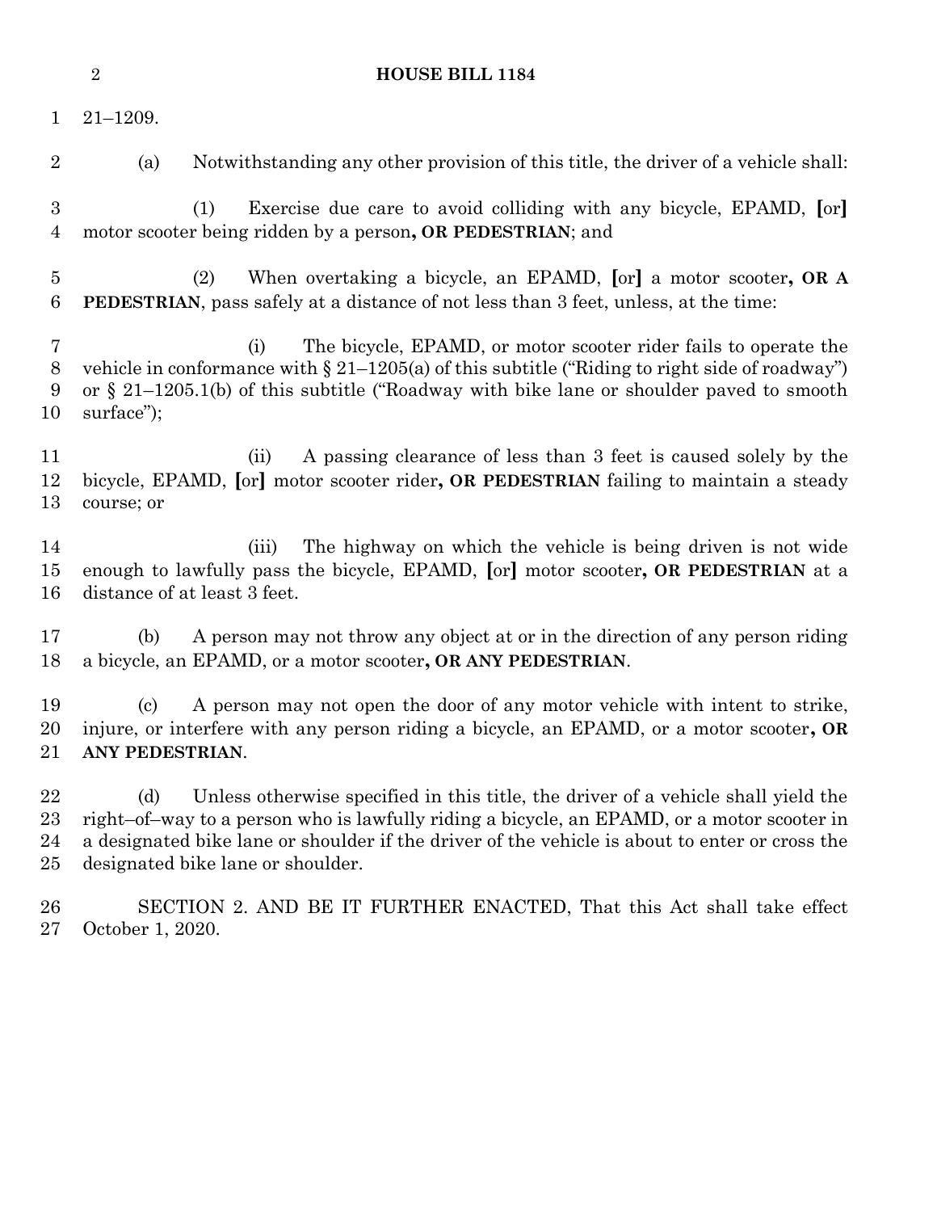21–1209.

(a) Notwithstanding any other provision of this title, the driver of a vehicle shall:

(1) Exercise due care to avoid colliding with any bicycle, EPAMD, **[**or**]** motor scooter being ridden by a person**, OR PEDESTRIAN**; and

(2) When overtaking a bicycle, an EPAMD, **[**or**]** a motor scooter**, OR A PEDESTRIAN**, pass safely at a distance of not less than 3 feet, unless, at the time:

(i) The bicycle, EPAMD, or motor scooter rider fails to operate the vehicle in conformance with § 21–1205(a) of this subtitle ("Riding to right side of roadway") or § 21–1205.1(b) of this subtitle ("Roadway with bike lane or shoulder paved to smooth surface");

(ii) A passing clearance of less than 3 feet is caused solely by the bicycle, EPAMD, **[**or**]** motor scooter rider**, OR PEDESTRIAN** failing to maintain a steady course; or

(iii) The highway on which the vehicle is being driven is not wide enough to lawfully pass the bicycle, EPAMD, **[**or**]** motor scooter**, OR PEDESTRIAN** at a distance of at least 3 feet.

(b) A person may not throw any object at or in the direction of any person riding a bicycle, an EPAMD, or a motor scooter**, OR ANY PEDESTRIAN**.

(c) A person may not open the door of any motor vehicle with intent to strike, injure, or interfere with any person riding a bicycle, an EPAMD, or a motor scooter**, OR ANY PEDESTRIAN**.

(d) Unless otherwise specified in this title, the driver of a vehicle shall yield the right–of–way to a person who is lawfully riding a bicycle, an EPAMD, or a motor scooter in a designated bike lane or shoulder if the driver of the vehicle is about to enter or cross the designated bike lane or shoulder.

SECTION 2. AND BE IT FURTHER ENACTED, That this Act shall take effect October 1, 2020.